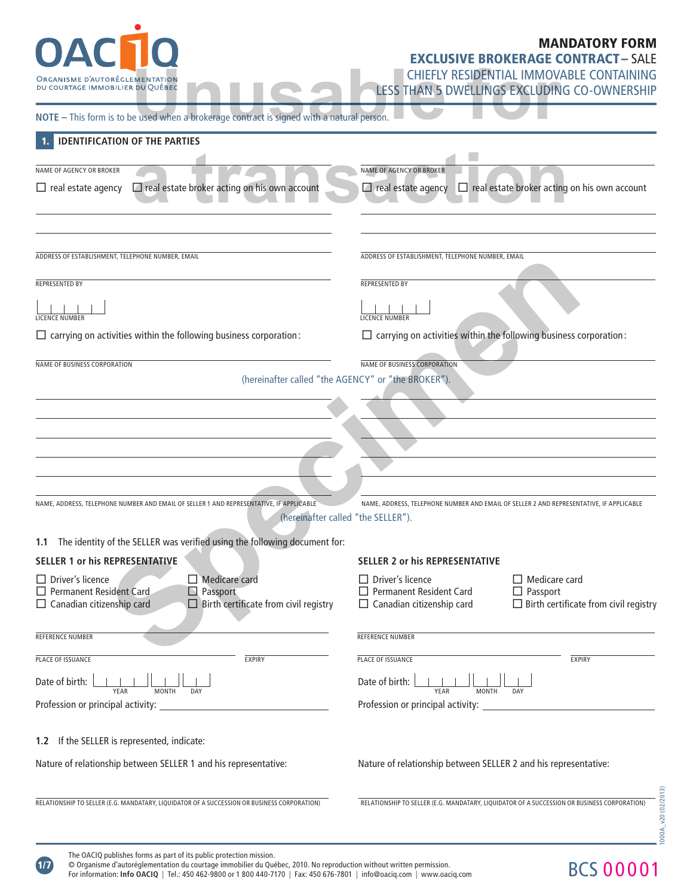OACIQ
ORGANISME D'AUTORÉGLEMENTATION DU COURTAGE IMMOBILIER DU QUÉBEC

**MANDATORY FORM**

# EXCLUSIVE BROKERAGE CONTRACT – SALE

## CHIEFLY RESIDENTIAL IMMOVABLE CONTAINING LESS THAN 5 DWELLINGS EXCLUDING CO-OWNERSHIP

Unusable for a transaction

Specimen

**NOTE –** This form is to be used when a brokerage contract is signed with a natural person.

## 1. IDENTIFICATION OF THE PARTIES

NAME OF AGENCY OR BROKER

☐ real estate agency ☐ real estate broker acting on his own account

ADDRESS OF ESTABLISHMENT, TELEPHONE NUMBER, EMAIL

REPRESENTED BY

LICENCE NUMBER

☐ carrying on activities within the following business corporation:

NAME OF BUSINESS CORPORATION

NAME OF AGENCY OR BROKER

☐ real estate agency ☐ real estate broker acting on his own account

ADDRESS OF ESTABLISHMENT, TELEPHONE NUMBER, EMAIL

REPRESENTED BY

LICENCE NUMBER

☐ carrying on activities within the following business corporation:

NAME OF BUSINESS CORPORATION

(hereinafter called "the AGENCY" or "the BROKER").

NAME, ADDRESS, TELEPHONE NUMBER AND EMAIL OF SELLER 1 AND REPRESENTATIVE, IF APPLICABLE

NAME, ADDRESS, TELEPHONE NUMBER AND EMAIL OF SELLER 2 AND REPRESENTATIVE, IF APPLICABLE

(hereinafter called "the SELLER").

**1.1** The identity of the SELLER was verified using the following document for:

**SELLER 1 or his REPRESENTATIVE**

☐ Driver's licence
☐ Permanent Resident Card
☐ Canadian citizenship card
☐ Medicare card
☐ Passport
☐ Birth certificate from civil registry

REFERENCE NUMBER

PLACE OF ISSUANCE

EXPIRY

Date of birth: YEAR MONTH DAY

Profession or principal activity:

**SELLER 2 or his REPRESENTATIVE**

☐ Driver's licence
☐ Permanent Resident Card
☐ Canadian citizenship card
☐ Medicare card
☐ Passport
☐ Birth certificate from civil registry

REFERENCE NUMBER

PLACE OF ISSUANCE

EXPIRY

Date of birth: YEAR MONTH DAY

Profession or principal activity:

**1.2** If the SELLER is represented, indicate:

Nature of relationship between SELLER 1 and his representative:

RELATIONSHIP TO SELLER (E.G. MANDATARY, LIQUIDATOR OF A SUCCESSION OR BUSINESS CORPORATION)

Nature of relationship between SELLER 2 and his representative:

RELATIONSHIP TO SELLER (E.G. MANDATARY, LIQUIDATOR OF A SUCCESSION OR BUSINESS CORPORATION)

1000A_v20 (02/2013)

The OACIQ publishes forms as part of its public protection mission.
© Organisme d'autoréglementation du courtage immobilier du Québec, 2010. No reproduction without written permission.
For information: **Info OACIQ** | Tel.: 450 462-9800 or 1 800 440-7170 | Fax: 450 676-7801 | info@oaciq.com | www.oaciq.com

BCS 00001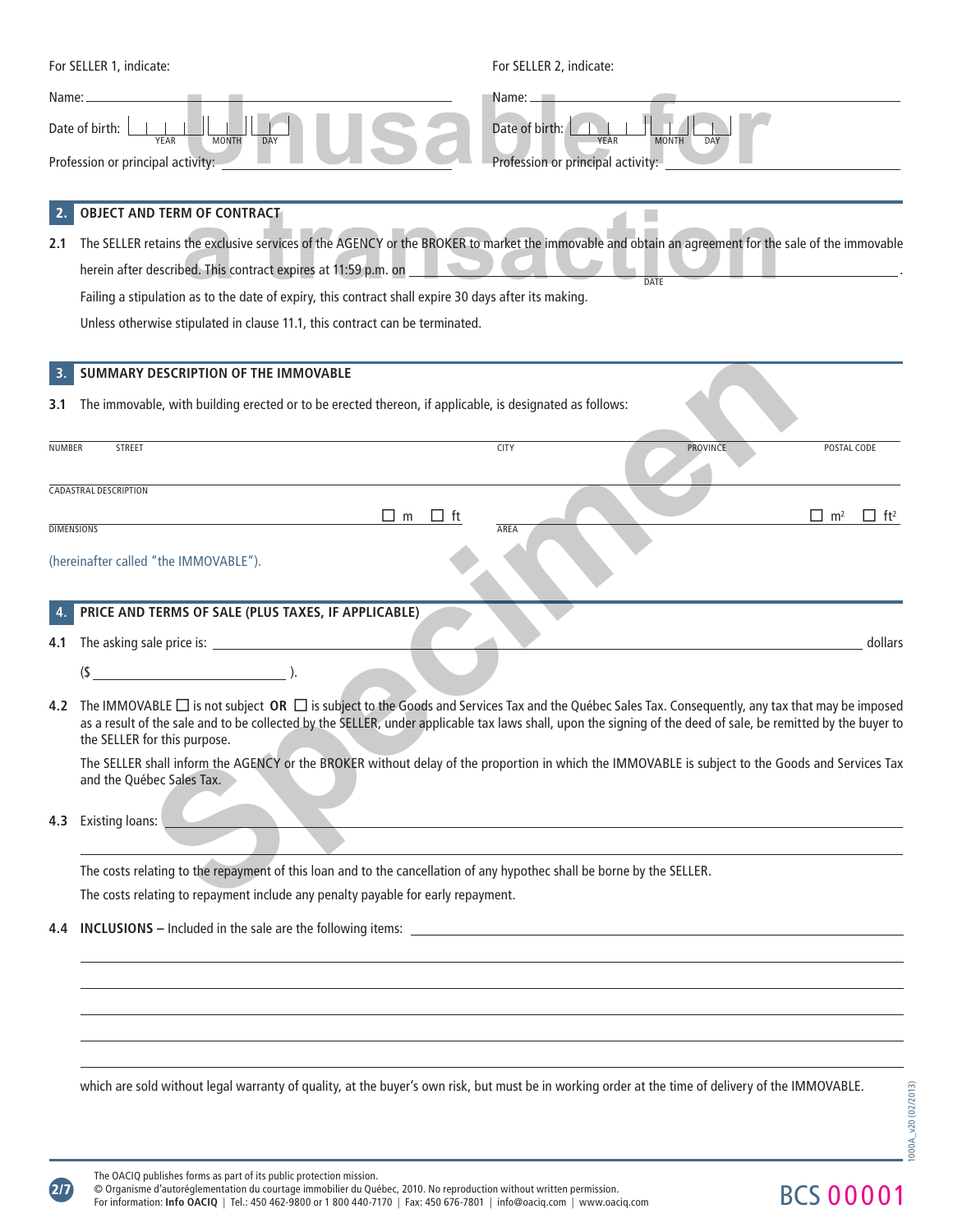For SELLER 1, indicate:

Name: \_\_\_\_\_\_\_\_\_\_\_\_\_\_\_\_\_\_\_\_\_\_\_\_\_\_\_\_\_\_\_\_

Date of birth: YEAR | MONTH | DAY

Profession or principal activity: \_\_\_\_\_\_\_\_\_\_\_\_\_\_\_\_\_\_\_\_

For SELLER 2, indicate:

Name: \_\_\_\_\_\_\_\_\_\_\_\_\_\_\_\_\_\_\_\_\_\_\_\_\_\_\_\_\_\_\_\_

Date of birth: YEAR | MONTH | DAY

Profession or principal activity: \_\_\_\_\_\_\_\_\_\_\_\_\_\_\_\_\_\_\_\_

Unusable for a transaction

Specimen

## 2. OBJECT AND TERM OF CONTRACT

**2.1** The SELLER retains the exclusive services of the AGENCY or the BROKER to market the immovable and obtain an agreement for the sale of the immovable herein after described. This contract expires at 11:59 p.m. on \_\_\_\_\_\_\_\_\_\_\_\_\_\_\_\_\_\_\_\_ (DATE).

Failing a stipulation as to the date of expiry, this contract shall expire 30 days after its making.

Unless otherwise stipulated in clause 11.1, this contract can be terminated.

## 3. SUMMARY DESCRIPTION OF THE IMMOVABLE

**3.1** The immovable, with building erected or to be erected thereon, if applicable, is designated as follows:

NUMBER STREET \_\_\_\_\_\_\_\_\_\_ CITY \_\_\_\_\_\_\_\_\_\_ PROVINCE \_\_\_\_\_\_\_\_\_\_ POSTAL CODE \_\_\_\_\_\_\_\_\_\_

CADASTRAL DESCRIPTION \_\_\_\_\_\_\_\_\_\_\_\_\_\_\_\_\_\_\_\_

DIMENSIONS \_\_\_\_\_\_\_\_\_\_ ☐ m ☐ ft AREA \_\_\_\_\_\_\_\_\_\_ ☐ m² ☐ ft²

(hereinafter called "the IMMOVABLE").

## 4. PRICE AND TERMS OF SALE (PLUS TAXES, IF APPLICABLE)

**4.1** The asking sale price is: \_\_\_\_\_\_\_\_\_\_\_\_\_\_\_\_\_\_\_\_ dollars

($ \_\_\_\_\_\_\_\_\_\_\_\_\_\_\_\_ ).

**4.2** The IMMOVABLE ☐ is not subject **OR** ☐ is subject to the Goods and Services Tax and the Québec Sales Tax. Consequently, any tax that may be imposed as a result of the sale and to be collected by the SELLER, under applicable tax laws shall, upon the signing of the deed of sale, be remitted by the buyer to the SELLER for this purpose.

The SELLER shall inform the AGENCY or the BROKER without delay of the proportion in which the IMMOVABLE is subject to the Goods and Services Tax and the Québec Sales Tax.

**4.3** Existing loans: \_\_\_\_\_\_\_\_\_\_\_\_\_\_\_\_\_\_\_\_

\_\_\_\_\_\_\_\_\_\_\_\_\_\_\_\_\_\_\_\_

The costs relating to the repayment of this loan and to the cancellation of any hypothec shall be borne by the SELLER.

The costs relating to repayment include any penalty payable for early repayment.

**4.4** **INCLUSIONS –** Included in the sale are the following items: \_\_\_\_\_\_\_\_\_\_\_\_\_\_\_\_\_\_\_\_

\_\_\_\_\_\_\_\_\_\_\_\_\_\_\_\_\_\_\_\_

\_\_\_\_\_\_\_\_\_\_\_\_\_\_\_\_\_\_\_\_

\_\_\_\_\_\_\_\_\_\_\_\_\_\_\_\_\_\_\_\_

\_\_\_\_\_\_\_\_\_\_\_\_\_\_\_\_\_\_\_\_

\_\_\_\_\_\_\_\_\_\_\_\_\_\_\_\_\_\_\_\_

which are sold without legal warranty of quality, at the buyer's own risk, but must be in working order at the time of delivery of the IMMOVABLE.

1000A_v20 (02/2013)

The OACIQ publishes forms as part of its public protection mission.
© Organisme d'autoréglementation du courtage immobilier du Québec, 2010. No reproduction without written permission.
For information: **Info OACIQ** | Tel.: 450 462-9800 or 1 800 440-7170 | Fax: 450 676-7801 | info@oaciq.com | www.oaciq.com

BCS 00001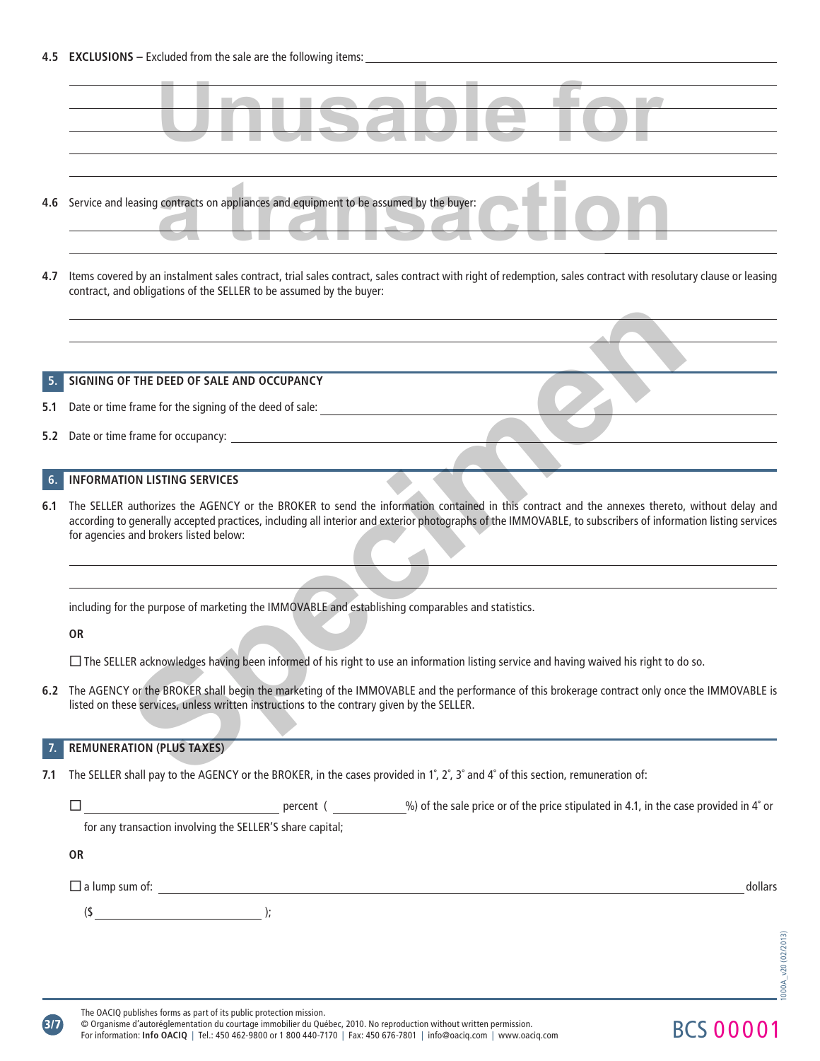**4.5 EXCLUSIONS –** Excluded from the sale are the following items: \_\_\_\_\_\_\_\_\_\_\_\_\_\_\_\_\_\_\_\_\_\_\_\_\_\_\_\_\_\_\_\_\_\_\_\_\_\_\_\_

Unusable for a transaction

**4.6** Service and leasing contracts on appliances and equipment to be assumed by the buyer:

**4.7** Items covered by an instalment sales contract, trial sales contract, sales contract with right of redemption, sales contract with resolutory clause or leasing contract, and obligations of the SELLER to be assumed by the buyer:

## 5. SIGNING OF THE DEED OF SALE AND OCCUPANCY

**5.1** Date or time frame for the signing of the deed of sale: \_\_\_\_\_\_\_\_\_\_\_\_\_\_\_\_\_\_\_\_\_\_\_\_\_\_\_\_\_\_\_\_\_\_\_\_\_\_\_\_

**5.2** Date or time frame for occupancy: \_\_\_\_\_\_\_\_\_\_\_\_\_\_\_\_\_\_\_\_\_\_\_\_\_\_\_\_\_\_\_\_\_\_\_\_\_\_\_\_

## 6. INFORMATION LISTING SERVICES

**6.1** The SELLER authorizes the AGENCY or the BROKER to send the information contained in this contract and the annexes thereto, without delay and according to generally accepted practices, including all interior and exterior photographs of the IMMOVABLE, to subscribers of information listing services for agencies and brokers listed below:

including for the purpose of marketing the IMMOVABLE and establishing comparables and statistics.

**OR**

☐ The SELLER acknowledges having been informed of his right to use an information listing service and having waived his right to do so.

**6.2** The AGENCY or the BROKER shall begin the marketing of the IMMOVABLE and the performance of this brokerage contract only once the IMMOVABLE is listed on these services, unless written instructions to the contrary given by the SELLER.

Specimen

## 7. REMUNERATION (PLUS TAXES)

**7.1** The SELLER shall pay to the AGENCY or the BROKER, in the cases provided in 1°, 2°, 3° and 4° of this section, remuneration of:

☐ \_\_\_\_\_\_\_\_\_\_\_\_\_\_\_\_ percent ( \_\_\_\_\_\_\_\_ %) of the sale price or of the price stipulated in 4.1, in the case provided in 4° or for any transaction involving the SELLER'S share capital;

**OR**

☐ a lump sum of: \_\_\_\_\_\_\_\_\_\_\_\_\_\_\_\_\_\_\_\_\_\_\_\_\_\_\_\_\_\_\_\_ dollars

($ \_\_\_\_\_\_\_\_\_\_\_\_\_\_\_\_ );

1000A_v20 (02/2013)

The OACIQ publishes forms as part of its public protection mission.
© Organisme d'autoréglementation du courtage immobilier du Québec, 2010. No reproduction without written permission.
For information: **Info OACIQ** | Tel.: 450 462-9800 or 1 800 440-7170 | Fax: 450 676-7801 | info@oaciq.com | www.oaciq.com

BCS 00001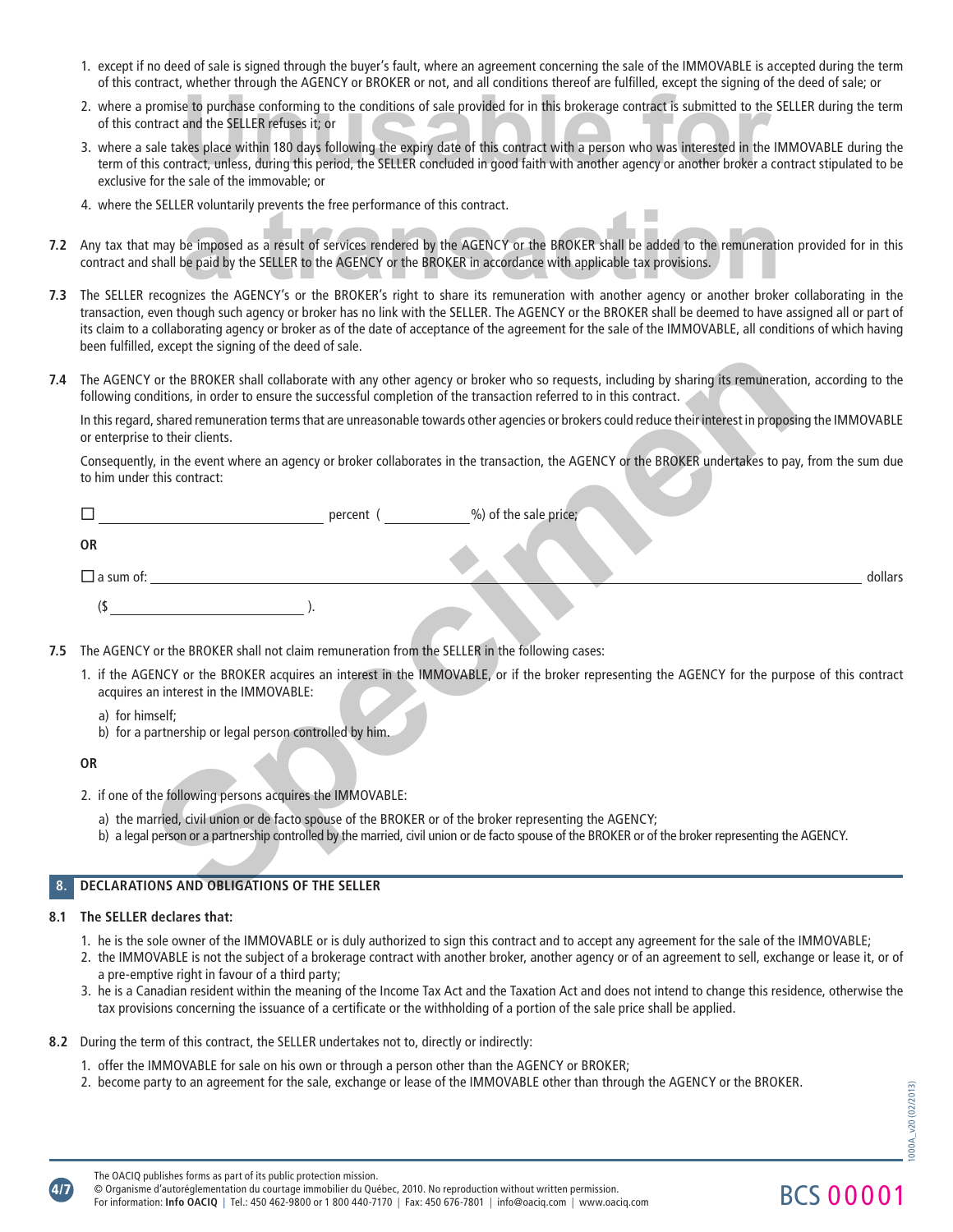1. except if no deed of sale is signed through the buyer's fault, where an agreement concerning the sale of the IMMOVABLE is accepted during the term of this contract, whether through the AGENCY or BROKER or not, and all conditions thereof are fulfilled, except the signing of the deed of sale; or
2. where a promise to purchase conforming to the conditions of sale provided for in this brokerage contract is submitted to the SELLER during the term of this contract and the SELLER refuses it; or
3. where a sale takes place within 180 days following the expiry date of this contract with a person who was interested in the IMMOVABLE during the term of this contract, unless, during this period, the SELLER concluded in good faith with another agency or another broker a contract stipulated to be exclusive for the sale of the immovable; or
4. where the SELLER voluntarily prevents the free performance of this contract.

**7.2** Any tax that may be imposed as a result of services rendered by the AGENCY or the BROKER shall be added to the remuneration provided for in this contract and shall be paid by the SELLER to the AGENCY or the BROKER in accordance with applicable tax provisions.

**7.3** The SELLER recognizes the AGENCY's or the BROKER's right to share its remuneration with another agency or another broker collaborating in the transaction, even though such agency or broker has no link with the SELLER. The AGENCY or the BROKER shall be deemed to have assigned all or part of its claim to a collaborating agency or broker as of the date of acceptance of the agreement for the sale of the IMMOVABLE, all conditions of which having been fulfilled, except the signing of the deed of sale.

**7.4** The AGENCY or the BROKER shall collaborate with any other agency or broker who so requests, including by sharing its remuneration, according to the following conditions, in order to ensure the successful completion of the transaction referred to in this contract.

In this regard, shared remuneration terms that are unreasonable towards other agencies or brokers could reduce their interest in proposing the IMMOVABLE or enterprise to their clients.

Consequently, in the event where an agency or broker collaborates in the transaction, the AGENCY or the BROKER undertakes to pay, from the sum due to him under this contract:

☐ ______________________ percent ( __________ %) of the sale price;

**OR**

☐ a sum of: ____________________________________________ dollars

($ ______________________ ).

**7.5** The AGENCY or the BROKER shall not claim remuneration from the SELLER in the following cases:

1. if the AGENCY or the BROKER acquires an interest in the IMMOVABLE, or if the broker representing the AGENCY for the purpose of this contract acquires an interest in the IMMOVABLE:
   a) for himself;
   b) for a partnership or legal person controlled by him.

**OR**

2. if one of the following persons acquires the IMMOVABLE:
   a) the married, civil union or de facto spouse of the BROKER or of the broker representing the AGENCY;
   b) a legal person or a partnership controlled by the married, civil union or de facto spouse of the BROKER or of the broker representing the AGENCY.

## 8. DECLARATIONS AND OBLIGATIONS OF THE SELLER

**8.1 The SELLER declares that:**

1. he is the sole owner of the IMMOVABLE or is duly authorized to sign this contract and to accept any agreement for the sale of the IMMOVABLE;
2. the IMMOVABLE is not the subject of a brokerage contract with another broker, another agency or of an agreement to sell, exchange or lease it, or of a pre-emptive right in favour of a third party;
3. he is a Canadian resident within the meaning of the Income Tax Act and the Taxation Act and does not intend to change this residence, otherwise the tax provisions concerning the issuance of a certificate or the withholding of a portion of the sale price shall be applied.

**8.2** During the term of this contract, the SELLER undertakes not to, directly or indirectly:

1. offer the IMMOVABLE for sale on his own or through a person other than the AGENCY or BROKER;
2. become party to an agreement for the sale, exchange or lease of the IMMOVABLE other than through the AGENCY or the BROKER.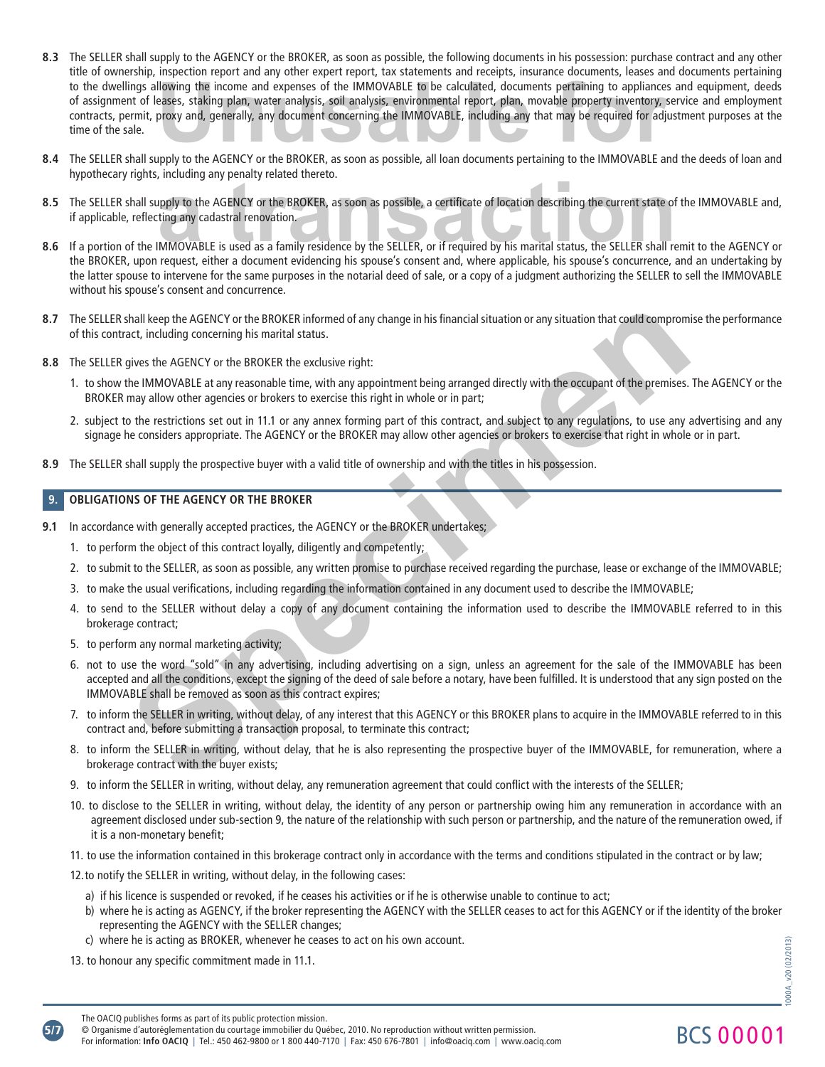**8.3** The SELLER shall supply to the AGENCY or the BROKER, as soon as possible, the following documents in his possession: purchase contract and any other title of ownership, inspection report and any other expert report, tax statements and receipts, insurance documents, leases and documents pertaining to the dwellings allowing the income and expenses of the IMMOVABLE to be calculated, documents pertaining to appliances and equipment, deeds of assignment of leases, staking plan, water analysis, soil analysis, environmental report, plan, movable property inventory, service and employment contracts, permit, proxy and, generally, any document concerning the IMMOVABLE, including any that may be required for adjustment purposes at the time of the sale.

**8.4** The SELLER shall supply to the AGENCY or the BROKER, as soon as possible, all loan documents pertaining to the IMMOVABLE and the deeds of loan and hypothecary rights, including any penalty related thereto.

**8.5** The SELLER shall supply to the AGENCY or the BROKER, as soon as possible, a certificate of location describing the current state of the IMMOVABLE and, if applicable, reflecting any cadastral renovation.

**8.6** If a portion of the IMMOVABLE is used as a family residence by the SELLER, or if required by his marital status, the SELLER shall remit to the AGENCY or the BROKER, upon request, either a document evidencing his spouse's consent and, where applicable, his spouse's concurrence, and an undertaking by the latter spouse to intervene for the same purposes in the notarial deed of sale, or a copy of a judgment authorizing the SELLER to sell the IMMOVABLE without his spouse's consent and concurrence.

**8.7** The SELLER shall keep the AGENCY or the BROKER informed of any change in his financial situation or any situation that could compromise the performance of this contract, including concerning his marital status.

**8.8** The SELLER gives the AGENCY or the BROKER the exclusive right:

1. to show the IMMOVABLE at any reasonable time, with any appointment being arranged directly with the occupant of the premises. The AGENCY or the BROKER may allow other agencies or brokers to exercise this right in whole or in part;
2. subject to the restrictions set out in 11.1 or any annex forming part of this contract, and subject to any regulations, to use any advertising and any signage he considers appropriate. The AGENCY or the BROKER may allow other agencies or brokers to exercise that right in whole or in part.

**8.9** The SELLER shall supply the prospective buyer with a valid title of ownership and with the titles in his possession.

## 9. OBLIGATIONS OF THE AGENCY OR THE BROKER

**9.1** In accordance with generally accepted practices, the AGENCY or the BROKER undertakes;

1. to perform the object of this contract loyally, diligently and competently;
2. to submit to the SELLER, as soon as possible, any written promise to purchase received regarding the purchase, lease or exchange of the IMMOVABLE;
3. to make the usual verifications, including regarding the information contained in any document used to describe the IMMOVABLE;
4. to send to the SELLER without delay a copy of any document containing the information used to describe the IMMOVABLE referred to in this brokerage contract;
5. to perform any normal marketing activity;
6. not to use the word "sold" in any advertising, including advertising on a sign, unless an agreement for the sale of the IMMOVABLE has been accepted and all the conditions, except the signing of the deed of sale before a notary, have been fulfilled. It is understood that any sign posted on the IMMOVABLE shall be removed as soon as this contract expires;
7. to inform the SELLER in writing, without delay, of any interest that this AGENCY or this BROKER plans to acquire in the IMMOVABLE referred to in this contract and, before submitting a transaction proposal, to terminate this contract;
8. to inform the SELLER in writing, without delay, that he is also representing the prospective buyer of the IMMOVABLE, for remuneration, where a brokerage contract with the buyer exists;
9. to inform the SELLER in writing, without delay, any remuneration agreement that could conflict with the interests of the SELLER;
10. to disclose to the SELLER in writing, without delay, the identity of any person or partnership owing him any remuneration in accordance with an agreement disclosed under sub-section 9, the nature of the relationship with such person or partnership, and the nature of the remuneration owed, if it is a non-monetary benefit;
11. to use the information contained in this brokerage contract only in accordance with the terms and conditions stipulated in the contract or by law;
12. to notify the SELLER in writing, without delay, in the following cases:
    a) if his licence is suspended or revoked, if he ceases his activities or if he is otherwise unable to continue to act;
    b) where he is acting as AGENCY, if the broker representing the AGENCY with the SELLER ceases to act for this AGENCY or if the identity of the broker representing the AGENCY with the SELLER changes;
    c) where he is acting as BROKER, whenever he ceases to act on his own account.
13. to honour any specific commitment made in 11.1.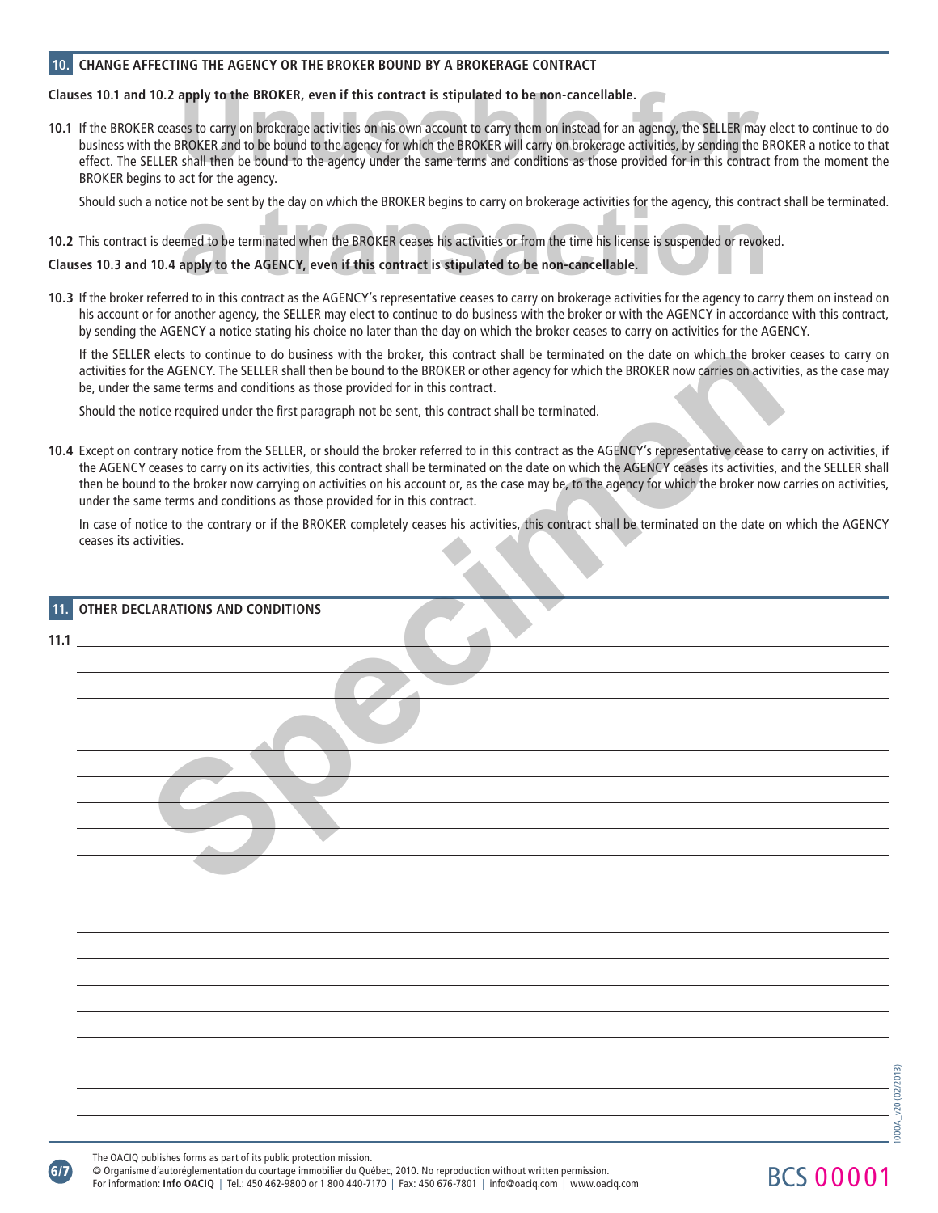## 10. CHANGE AFFECTING THE AGENCY OR THE BROKER BOUND BY A BROKERAGE CONTRACT

**Clauses 10.1 and 10.2 apply to the BROKER, even if this contract is stipulated to be non-cancellable.**

**10.1** If the BROKER ceases to carry on brokerage activities on his own account to carry them on instead for an agency, the SELLER may elect to continue to do business with the BROKER and to be bound to the agency for which the BROKER will carry on brokerage activities, by sending the BROKER a notice to that effect. The SELLER shall then be bound to the agency under the same terms and conditions as those provided for in this contract from the moment the BROKER begins to act for the agency.

Should such a notice not be sent by the day on which the BROKER begins to carry on brokerage activities for the agency, this contract shall be terminated.

**10.2** This contract is deemed to be terminated when the BROKER ceases his activities or from the time his license is suspended or revoked.

**Clauses 10.3 and 10.4 apply to the AGENCY, even if this contract is stipulated to be non-cancellable.**

**10.3** If the broker referred to in this contract as the AGENCY's representative ceases to carry on brokerage activities for the agency to carry them on instead on his account or for another agency, the SELLER may elect to continue to do business with the broker or with the AGENCY in accordance with this contract, by sending the AGENCY a notice stating his choice no later than the day on which the broker ceases to carry on activities for the AGENCY.

If the SELLER elects to continue to do business with the broker, this contract shall be terminated on the date on which the broker ceases to carry on activities for the AGENCY. The SELLER shall then be bound to the BROKER or other agency for which the BROKER now carries on activities, as the case may be, under the same terms and conditions as those provided for in this contract.

Should the notice required under the first paragraph not be sent, this contract shall be terminated.

**10.4** Except on contrary notice from the SELLER, or should the broker referred to in this contract as the AGENCY's representative cease to carry on activities, if the AGENCY ceases to carry on its activities, this contract shall be terminated on the date on which the AGENCY ceases its activities, and the SELLER shall then be bound to the broker now carrying on activities on his account or, as the case may be, to the agency for which the broker now carries on activities, under the same terms and conditions as those provided for in this contract.

In case of notice to the contrary or if the BROKER completely ceases his activities, this contract shall be terminated on the date on which the AGENCY ceases its activities.

## 11. OTHER DECLARATIONS AND CONDITIONS

**11.1** ______________________________________________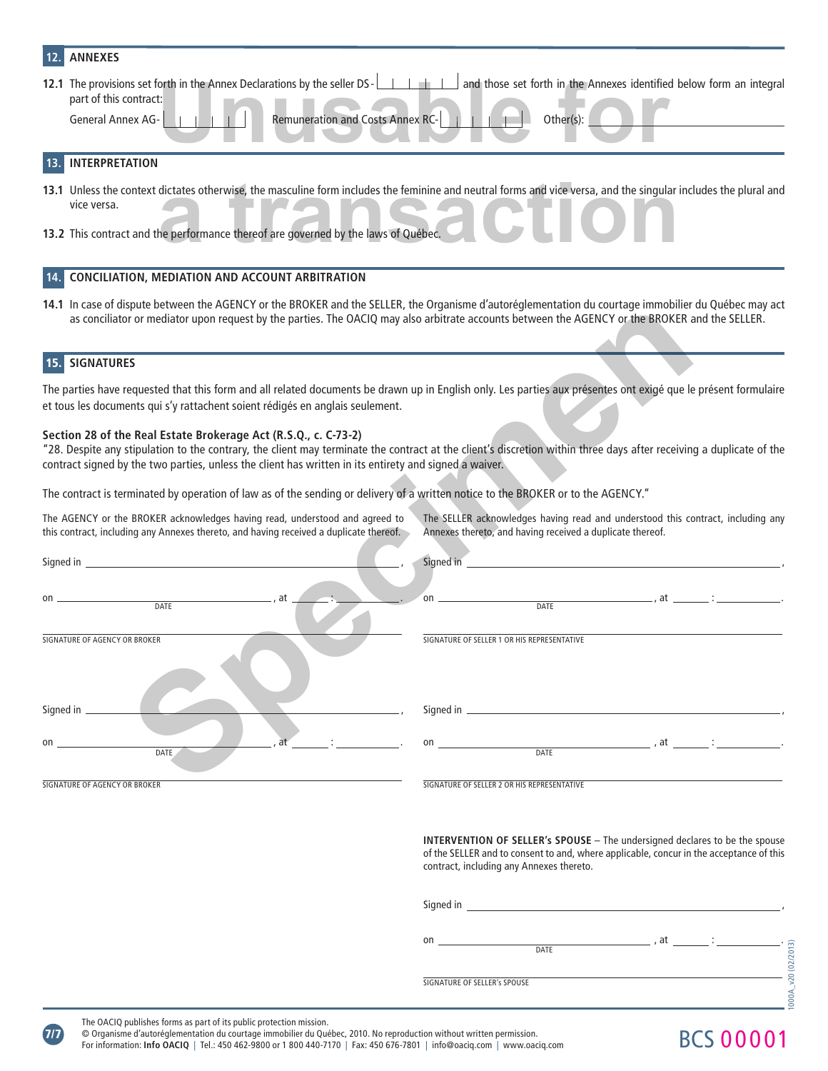## 12. ANNEXES

**12.1** The provisions set forth in the Annex Declarations by the seller DS-__________ and those set forth in the Annexes identified below form an integral part of this contract:

General Annex AG-__________ Remuneration and Costs Annex RC-__________ Other(s): __________

## 13. INTERPRETATION

**13.1** Unless the context dictates otherwise, the masculine form includes the feminine and neutral forms and vice versa, and the singular includes the plural and vice versa.

**13.2** This contract and the performance thereof are governed by the laws of Québec.

## 14. CONCILIATION, MEDIATION AND ACCOUNT ARBITRATION

**14.1** In case of dispute between the AGENCY or the BROKER and the SELLER, the Organisme d'autoréglementation du courtage immobilier du Québec may act as conciliator or mediator upon request by the parties. The OACIQ may also arbitrate accounts between the AGENCY or the BROKER and the SELLER.

## 15. SIGNATURES

The parties have requested that this form and all related documents be drawn up in English only. Les parties aux présentes ont exigé que le présent formulaire et tous les documents qui s'y rattachent soient rédigés en anglais seulement.

**Section 28 of the Real Estate Brokerage Act (R.S.Q., c. C-73-2)**

"28. Despite any stipulation to the contrary, the client may terminate the contract at the client's discretion within three days after receiving a duplicate of the contract signed by the two parties, unless the client has written in its entirety and signed a waiver.

The contract is terminated by operation of law as of the sending or delivery of a written notice to the BROKER or to the AGENCY."

The AGENCY or the BROKER acknowledges having read, understood and agreed to this contract, including any Annexes thereto, and having received a duplicate thereof.

Signed in __________,

on __________ (DATE), at ____ : ____.

__________
SIGNATURE OF AGENCY OR BROKER

Signed in __________,

on __________ (DATE), at ____ : ____.

__________
SIGNATURE OF AGENCY OR BROKER

The SELLER acknowledges having read and understood this contract, including any Annexes thereto, and having received a duplicate thereof.

Signed in __________,

on __________ (DATE), at ____ : ____.

__________
SIGNATURE OF SELLER 1 OR HIS REPRESENTATIVE

Signed in __________,

on __________ (DATE), at ____ : ____.

__________
SIGNATURE OF SELLER 2 OR HIS REPRESENTATIVE

**INTERVENTION OF SELLER's SPOUSE** – The undersigned declares to be the spouse of the SELLER and to consent to and, where applicable, concur in the acceptance of this contract, including any Annexes thereto.

Signed in __________,

on __________ (DATE), at ____ : ____.

__________
SIGNATURE OF SELLER's SPOUSE

1000A_v20 (02/2013)

The OACIQ publishes forms as part of its public protection mission.
© Organisme d'autoréglementation du courtage immobilier du Québec, 2010. No reproduction without written permission.
For information: **Info OACIQ** | Tel.: 450 462-9800 or 1 800 440-7170 | Fax: 450 676-7801 | info@oaciq.com | www.oaciq.com

BCS 00001